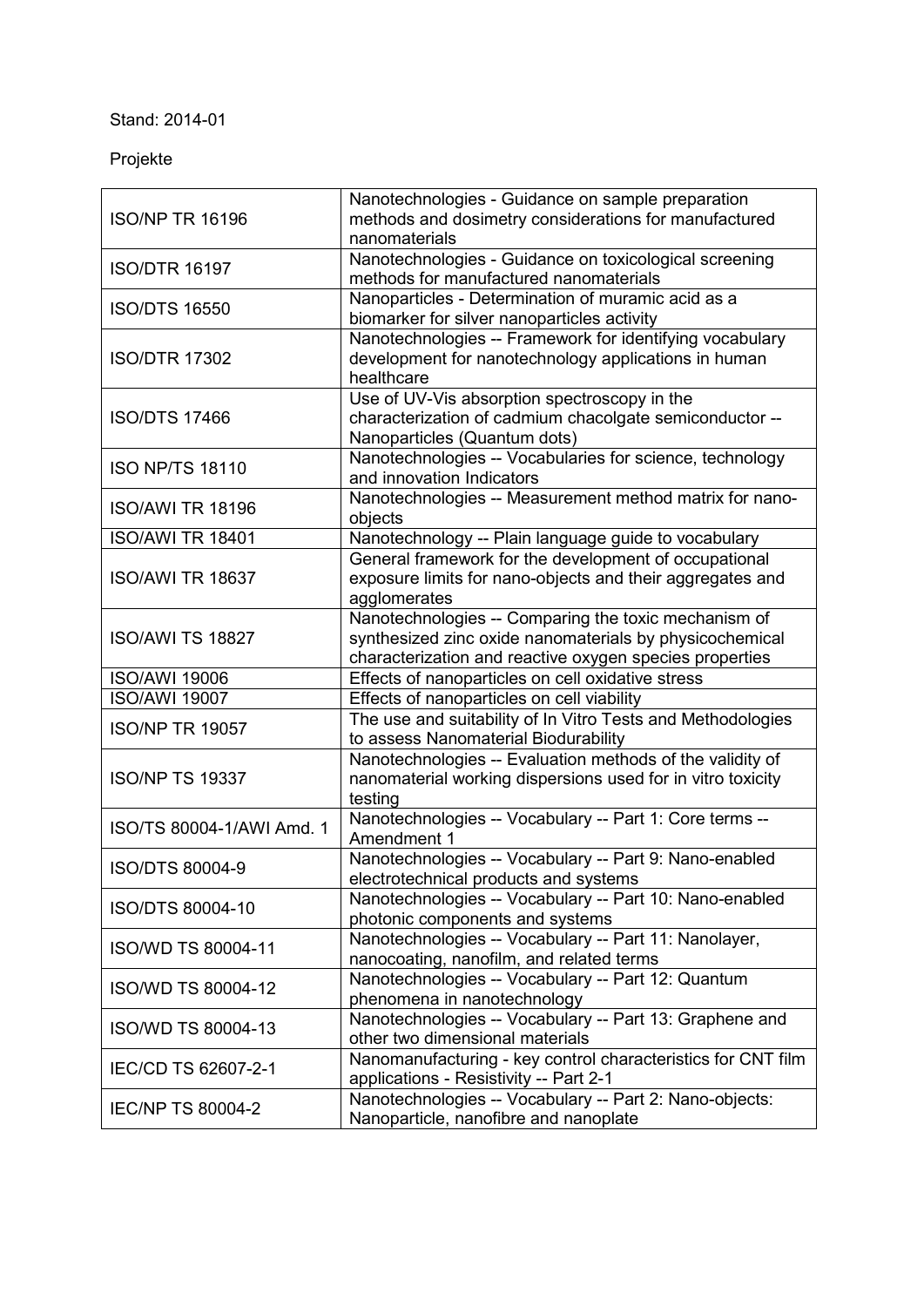Stand: 2014-01

Projekte

| | |
|---|---|
| ISO/NP TR 16196 | Nanotechnologies - Guidance on sample preparation methods and dosimetry considerations for manufactured nanomaterials |
| ISO/DTR 16197 | Nanotechnologies - Guidance on toxicological screening methods for manufactured nanomaterials |
| ISO/DTS 16550 | Nanoparticles - Determination of muramic acid as a biomarker for silver nanoparticles activity |
| ISO/DTR 17302 | Nanotechnologies -- Framework for identifying vocabulary development for nanotechnology applications in human healthcare |
| ISO/DTS 17466 | Use of UV-Vis absorption spectroscopy in the characterization of cadmium chacolgate semiconductor -- Nanoparticles (Quantum dots) |
| ISO NP/TS 18110 | Nanotechnologies -- Vocabularies for science, technology and innovation Indicators |
| ISO/AWI TR 18196 | Nanotechnologies -- Measurement method matrix for nano-objects |
| ISO/AWI TR 18401 | Nanotechnology -- Plain language guide to vocabulary |
| ISO/AWI TR 18637 | General framework for the development of occupational exposure limits for nano-objects and their aggregates and agglomerates |
| ISO/AWI TS 18827 | Nanotechnologies -- Comparing the toxic mechanism of synthesized zinc oxide nanomaterials by physicochemical characterization and reactive oxygen species properties |
| ISO/AWI 19006 | Effects of nanoparticles on cell oxidative stress |
| ISO/AWI 19007 | Effects of nanoparticles on cell viability |
| ISO/NP TR 19057 | The use and suitability of In Vitro Tests and Methodologies to assess Nanomaterial Biodurability |
| ISO/NP TS 19337 | Nanotechnologies -- Evaluation methods of the validity of nanomaterial working dispersions used for in vitro toxicity testing |
| ISO/TS 80004-1/AWI Amd. 1 | Nanotechnologies -- Vocabulary -- Part 1: Core terms -- Amendment 1 |
| ISO/DTS 80004-9 | Nanotechnologies -- Vocabulary -- Part 9: Nano-enabled electrotechnical products and systems |
| ISO/DTS 80004-10 | Nanotechnologies -- Vocabulary -- Part 10: Nano-enabled photonic components and systems |
| ISO/WD TS 80004-11 | Nanotechnologies -- Vocabulary -- Part 11: Nanolayer, nanocoating, nanofilm, and related terms |
| ISO/WD TS 80004-12 | Nanotechnologies -- Vocabulary -- Part 12: Quantum phenomena in nanotechnology |
| ISO/WD TS 80004-13 | Nanotechnologies -- Vocabulary -- Part 13: Graphene and other two dimensional materials |
| IEC/CD TS 62607-2-1 | Nanomanufacturing - key control characteristics for CNT film applications - Resistivity -- Part 2-1 |
| IEC/NP TS 80004-2 | Nanotechnologies -- Vocabulary -- Part 2: Nano-objects: Nanoparticle, nanofibre and nanoplate |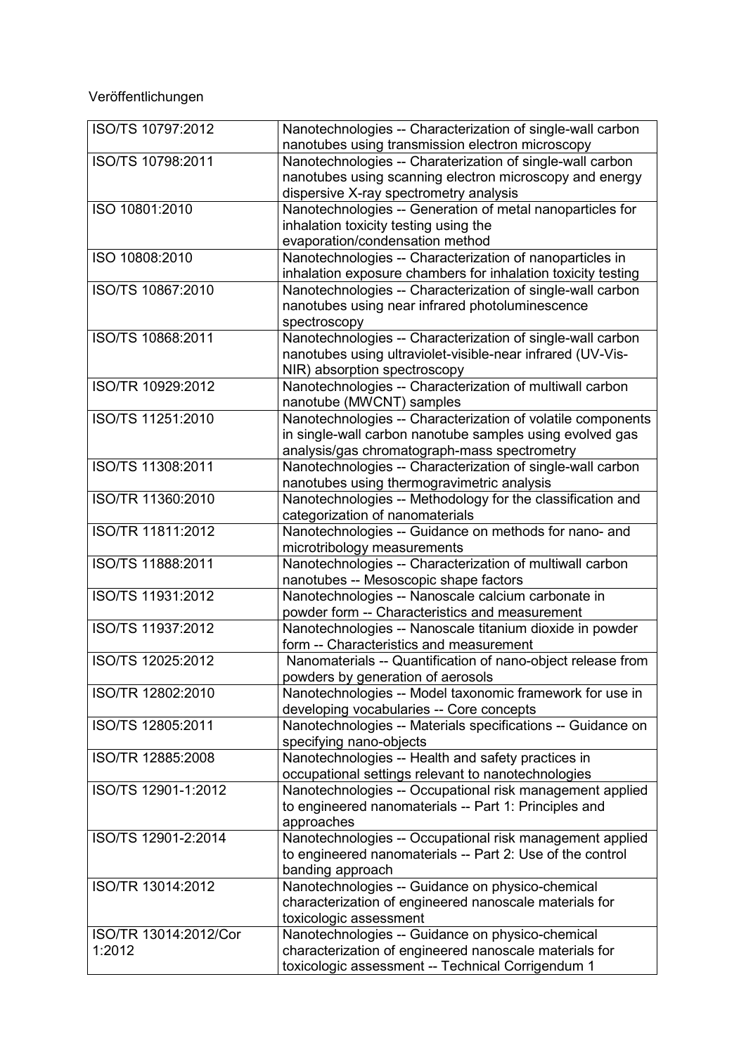Veröffentlichungen

| | |
|---|---|
| ISO/TS 10797:2012 | Nanotechnologies -- Characterization of single-wall carbon nanotubes using transmission electron microscopy |
| ISO/TS 10798:2011 | Nanotechnologies -- Charaterization of single-wall carbon nanotubes using scanning electron microscopy and energy dispersive X-ray spectrometry analysis |
| ISO 10801:2010 | Nanotechnologies -- Generation of metal nanoparticles for inhalation toxicity testing using the evaporation/condensation method |
| ISO 10808:2010 | Nanotechnologies -- Characterization of nanoparticles in inhalation exposure chambers for inhalation toxicity testing |
| ISO/TS 10867:2010 | Nanotechnologies -- Characterization of single-wall carbon nanotubes using near infrared photoluminescence spectroscopy |
| ISO/TS 10868:2011 | Nanotechnologies -- Characterization of single-wall carbon nanotubes using ultraviolet-visible-near infrared (UV-Vis-NIR) absorption spectroscopy |
| ISO/TR 10929:2012 | Nanotechnologies -- Characterization of multiwall carbon nanotube (MWCNT) samples |
| ISO/TS 11251:2010 | Nanotechnologies -- Characterization of volatile components in single-wall carbon nanotube samples using evolved gas analysis/gas chromatograph-mass spectrometry |
| ISO/TS 11308:2011 | Nanotechnologies -- Characterization of single-wall carbon nanotubes using thermogravimetric analysis |
| ISO/TR 11360:2010 | Nanotechnologies -- Methodology for the classification and categorization of nanomaterials |
| ISO/TR 11811:2012 | Nanotechnologies -- Guidance on methods for nano- and microtribology measurements |
| ISO/TS 11888:2011 | Nanotechnologies -- Characterization of multiwall carbon nanotubes -- Mesoscopic shape factors |
| ISO/TS 11931:2012 | Nanotechnologies -- Nanoscale calcium carbonate in powder form -- Characteristics and measurement |
| ISO/TS 11937:2012 | Nanotechnologies -- Nanoscale titanium dioxide in powder form -- Characteristics and measurement |
| ISO/TS 12025:2012 | Nanomaterials -- Quantification of nano-object release from powders by generation of aerosols |
| ISO/TR 12802:2010 | Nanotechnologies -- Model taxonomic framework for use in developing vocabularies -- Core concepts |
| ISO/TS 12805:2011 | Nanotechnologies -- Materials specifications -- Guidance on specifying nano-objects |
| ISO/TR 12885:2008 | Nanotechnologies -- Health and safety practices in occupational settings relevant to nanotechnologies |
| ISO/TS 12901-1:2012 | Nanotechnologies -- Occupational risk management applied to engineered nanomaterials -- Part 1: Principles and approaches |
| ISO/TS 12901-2:2014 | Nanotechnologies -- Occupational risk management applied to engineered nanomaterials -- Part 2: Use of the control banding approach |
| ISO/TR 13014:2012 | Nanotechnologies -- Guidance on physico-chemical characterization of engineered nanoscale materials for toxicologic assessment |
| ISO/TR 13014:2012/Cor 1:2012 | Nanotechnologies -- Guidance on physico-chemical characterization of engineered nanoscale materials for toxicologic assessment -- Technical Corrigendum 1 |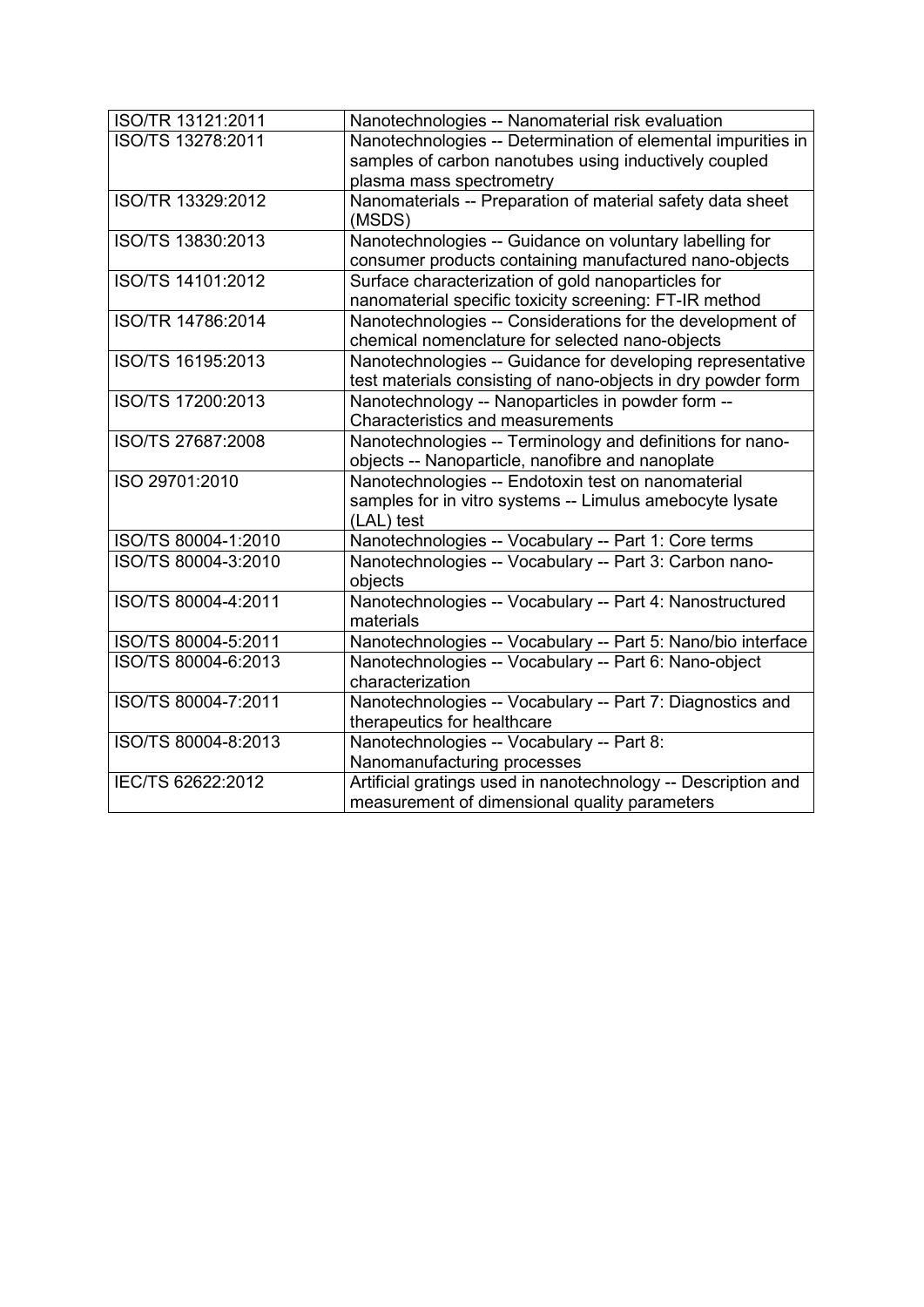| | |
|---|---|
| ISO/TR 13121:2011 | Nanotechnologies -- Nanomaterial risk evaluation |
| ISO/TS 13278:2011 | Nanotechnologies -- Determination of elemental impurities in samples of carbon nanotubes using inductively coupled plasma mass spectrometry |
| ISO/TR 13329:2012 | Nanomaterials -- Preparation of material safety data sheet (MSDS) |
| ISO/TS 13830:2013 | Nanotechnologies -- Guidance on voluntary labelling for consumer products containing manufactured nano-objects |
| ISO/TS 14101:2012 | Surface characterization of gold nanoparticles for nanomaterial specific toxicity screening: FT-IR method |
| ISO/TR 14786:2014 | Nanotechnologies -- Considerations for the development of chemical nomenclature for selected nano-objects |
| ISO/TS 16195:2013 | Nanotechnologies -- Guidance for developing representative test materials consisting of nano-objects in dry powder form |
| ISO/TS 17200:2013 | Nanotechnology -- Nanoparticles in powder form -- Characteristics and measurements |
| ISO/TS 27687:2008 | Nanotechnologies -- Terminology and definitions for nano-objects -- Nanoparticle, nanofibre and nanoplate |
| ISO 29701:2010 | Nanotechnologies -- Endotoxin test on nanomaterial samples for in vitro systems -- Limulus amebocyte lysate (LAL) test |
| ISO/TS 80004-1:2010 | Nanotechnologies -- Vocabulary -- Part 1: Core terms |
| ISO/TS 80004-3:2010 | Nanotechnologies -- Vocabulary -- Part 3: Carbon nano-objects |
| ISO/TS 80004-4:2011 | Nanotechnologies -- Vocabulary -- Part 4: Nanostructured materials |
| ISO/TS 80004-5:2011 | Nanotechnologies -- Vocabulary -- Part 5: Nano/bio interface |
| ISO/TS 80004-6:2013 | Nanotechnologies -- Vocabulary -- Part 6: Nano-object characterization |
| ISO/TS 80004-7:2011 | Nanotechnologies -- Vocabulary -- Part 7: Diagnostics and therapeutics for healthcare |
| ISO/TS 80004-8:2013 | Nanotechnologies -- Vocabulary -- Part 8: Nanomanufacturing processes |
| IEC/TS 62622:2012 | Artificial gratings used in nanotechnology -- Description and measurement of dimensional quality parameters |